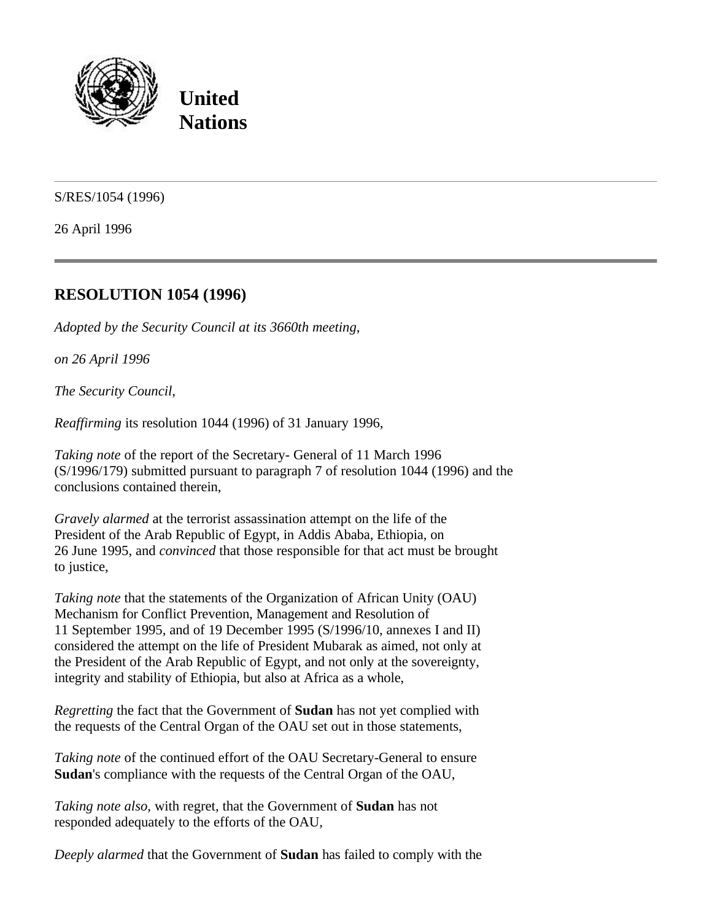**United Nations**

S/RES/1054 (1996)

26 April 1996

## RESOLUTION 1054 (1996)

*Adopted by the Security Council at its 3660th meeting,*

*on 26 April 1996*

*The Security Council,*

*Reaffirming* its resolution 1044 (1996) of 31 January 1996,

*Taking note* of the report of the Secretary- General of 11 March 1996 (S/1996/179) submitted pursuant to paragraph 7 of resolution 1044 (1996) and the conclusions contained therein,

*Gravely alarmed* at the terrorist assassination attempt on the life of the President of the Arab Republic of Egypt, in Addis Ababa, Ethiopia, on 26 June 1995, and *convinced* that those responsible for that act must be brought to justice,

*Taking note* that the statements of the Organization of African Unity (OAU) Mechanism for Conflict Prevention, Management and Resolution of 11 September 1995, and of 19 December 1995 (S/1996/10, annexes I and II) considered the attempt on the life of President Mubarak as aimed, not only at the President of the Arab Republic of Egypt, and not only at the sovereignty, integrity and stability of Ethiopia, but also at Africa as a whole,

*Regretting* the fact that the Government of **Sudan** has not yet complied with the requests of the Central Organ of the OAU set out in those statements,

*Taking note* of the continued effort of the OAU Secretary-General to ensure **Sudan**'s compliance with the requests of the Central Organ of the OAU,

*Taking note also*, with regret, that the Government of **Sudan** has not responded adequately to the efforts of the OAU,

*Deeply alarmed* that the Government of **Sudan** has failed to comply with the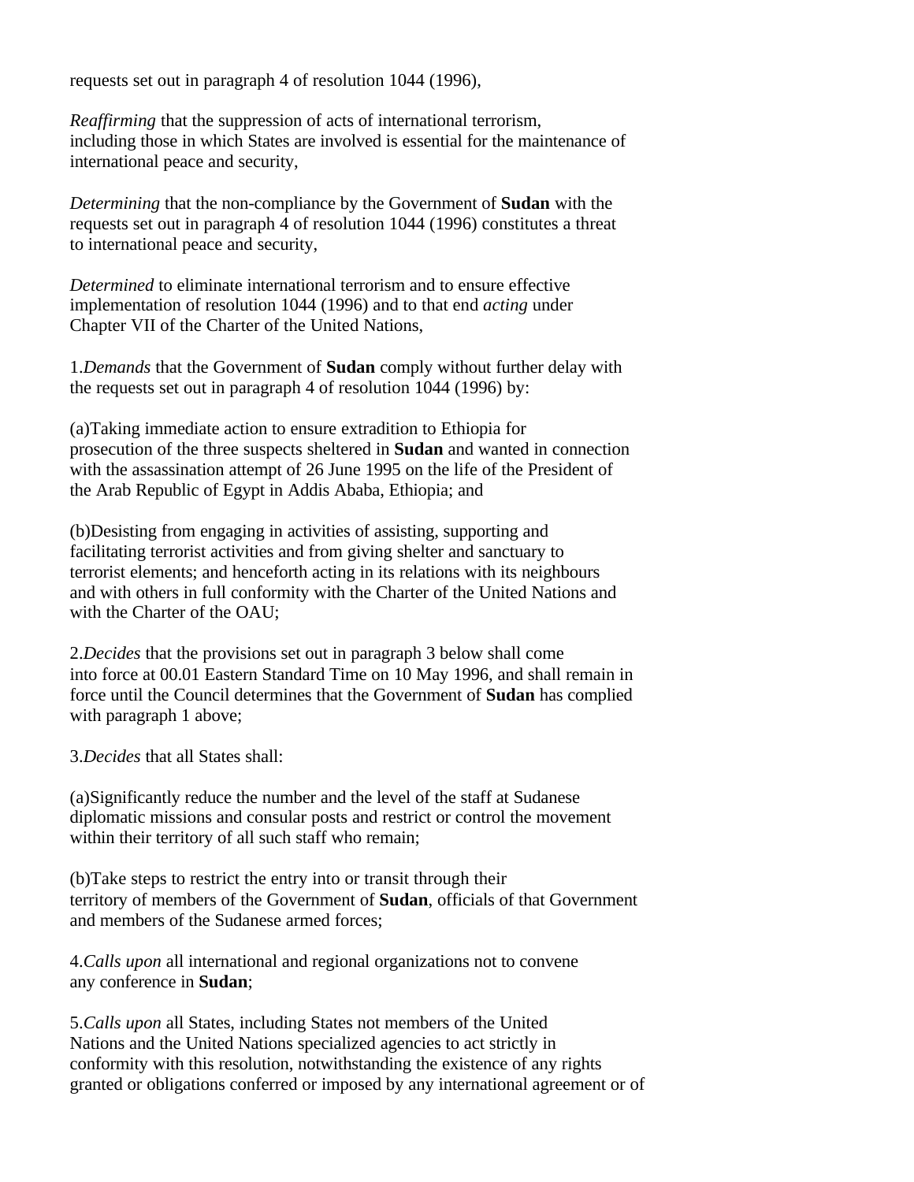requests set out in paragraph 4 of resolution 1044 (1996),

*Reaffirming* that the suppression of acts of international terrorism, including those in which States are involved is essential for the maintenance of international peace and security,

*Determining* that the non-compliance by the Government of **Sudan** with the requests set out in paragraph 4 of resolution 1044 (1996) constitutes a threat to international peace and security,

*Determined* to eliminate international terrorism and to ensure effective implementation of resolution 1044 (1996) and to that end *acting* under Chapter VII of the Charter of the United Nations,

1.*Demands* that the Government of **Sudan** comply without further delay with the requests set out in paragraph 4 of resolution 1044 (1996) by:

(a)Taking immediate action to ensure extradition to Ethiopia for prosecution of the three suspects sheltered in **Sudan** and wanted in connection with the assassination attempt of 26 June 1995 on the life of the President of the Arab Republic of Egypt in Addis Ababa, Ethiopia; and

(b)Desisting from engaging in activities of assisting, supporting and facilitating terrorist activities and from giving shelter and sanctuary to terrorist elements; and henceforth acting in its relations with its neighbours and with others in full conformity with the Charter of the United Nations and with the Charter of the OAU;

2.*Decides* that the provisions set out in paragraph 3 below shall come into force at 00.01 Eastern Standard Time on 10 May 1996, and shall remain in force until the Council determines that the Government of **Sudan** has complied with paragraph 1 above;

3.*Decides* that all States shall:

(a)Significantly reduce the number and the level of the staff at Sudanese diplomatic missions and consular posts and restrict or control the movement within their territory of all such staff who remain;

(b)Take steps to restrict the entry into or transit through their territory of members of the Government of **Sudan**, officials of that Government and members of the Sudanese armed forces;

4.*Calls upon* all international and regional organizations not to convene any conference in **Sudan**;

5.*Calls upon* all States, including States not members of the United Nations and the United Nations specialized agencies to act strictly in conformity with this resolution, notwithstanding the existence of any rights granted or obligations conferred or imposed by any international agreement or of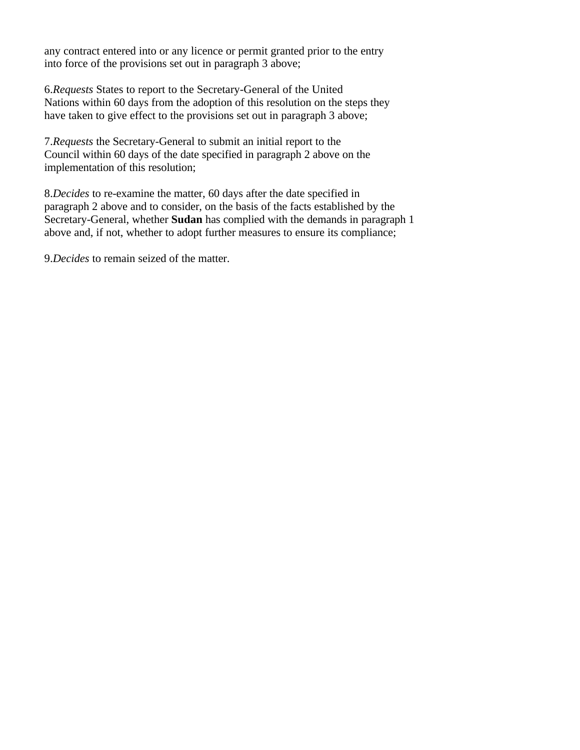any contract entered into or any licence or permit granted prior to the entry into force of the provisions set out in paragraph 3 above;

6.*Requests* States to report to the Secretary-General of the United Nations within 60 days from the adoption of this resolution on the steps they have taken to give effect to the provisions set out in paragraph 3 above;

7.*Requests* the Secretary-General to submit an initial report to the Council within 60 days of the date specified in paragraph 2 above on the implementation of this resolution;

8.*Decides* to re-examine the matter, 60 days after the date specified in paragraph 2 above and to consider, on the basis of the facts established by the Secretary-General, whether **Sudan** has complied with the demands in paragraph 1 above and, if not, whether to adopt further measures to ensure its compliance;

9.*Decides* to remain seized of the matter.